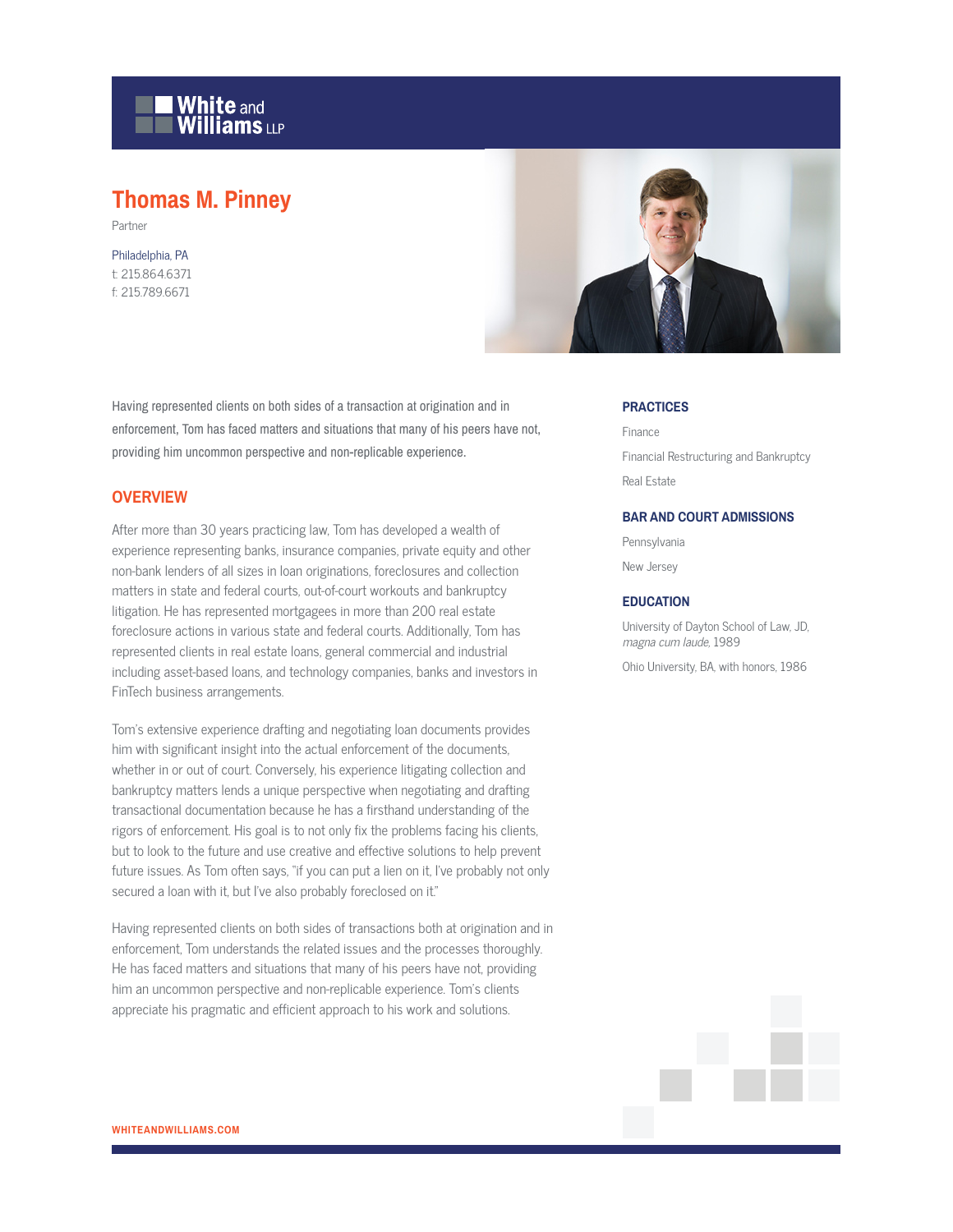White and Williams LLP

# Thomas M. Pinney

Partner

Philadelphia, PA
t: 215.864.6371
f: 215.789.6671

Having represented clients on both sides of a transaction at origination and in enforcement, Tom has faced matters and situations that many of his peers have not, providing him uncommon perspective and non-replicable experience.

## OVERVIEW

After more than 30 years practicing law, Tom has developed a wealth of experience representing banks, insurance companies, private equity and other non-bank lenders of all sizes in loan originations, foreclosures and collection matters in state and federal courts, out-of-court workouts and bankruptcy litigation. He has represented mortgagees in more than 200 real estate foreclosure actions in various state and federal courts. Additionally, Tom has represented clients in real estate loans, general commercial and industrial including asset-based loans, and technology companies, banks and investors in FinTech business arrangements.

Tom's extensive experience drafting and negotiating loan documents provides him with significant insight into the actual enforcement of the documents, whether in or out of court. Conversely, his experience litigating collection and bankruptcy matters lends a unique perspective when negotiating and drafting transactional documentation because he has a firsthand understanding of the rigors of enforcement. His goal is to not only fix the problems facing his clients, but to look to the future and use creative and effective solutions to help prevent future issues. As Tom often says, "if you can put a lien on it, I've probably not only secured a loan with it, but I've also probably foreclosed on it."

Having represented clients on both sides of transactions both at origination and in enforcement, Tom understands the related issues and the processes thoroughly. He has faced matters and situations that many of his peers have not, providing him an uncommon perspective and non-replicable experience. Tom's clients appreciate his pragmatic and efficient approach to his work and solutions.

### PRACTICES

Finance

Financial Restructuring and Bankruptcy

Real Estate

### BAR AND COURT ADMISSIONS

Pennsylvania

New Jersey

### EDUCATION

University of Dayton School of Law, JD, *magna cum laude*, 1989

Ohio University, BA, with honors, 1986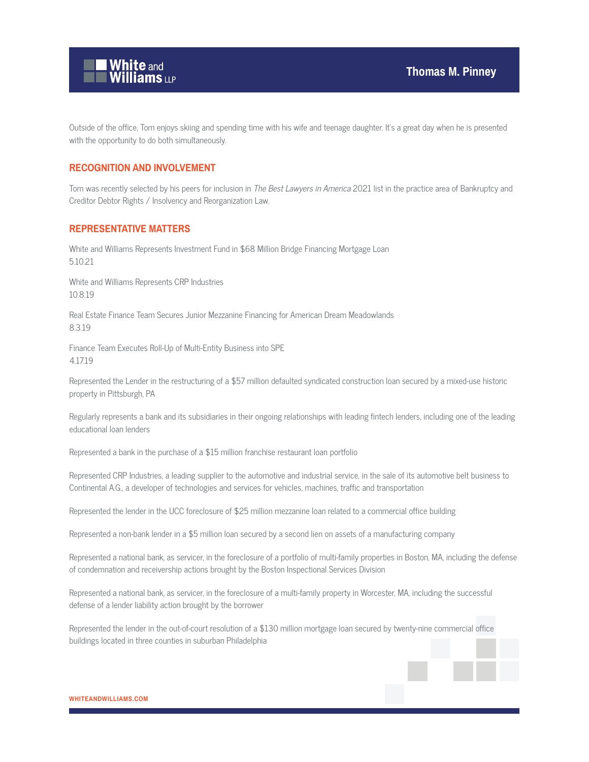Outside of the office, Tom enjoys skiing and spending time with his wife and teenage daughter. It's a great day when he is presented with the opportunity to do both simultaneously.

## RECOGNITION AND INVOLVEMENT

Tom was recently selected by his peers for inclusion in *The Best Lawyers in America* 2021 list in the practice area of Bankruptcy and Creditor Debtor Rights / Insolvency and Reorganization Law.

## REPRESENTATIVE MATTERS

White and Williams Represents Investment Fund in $68 Million Bridge Financing Mortgage Loan
5.10.21

White and Williams Represents CRP Industries
10.8.19

Real Estate Finance Team Secures Junior Mezzanine Financing for American Dream Meadowlands
8.3.19

Finance Team Executes Roll-Up of Multi-Entity Business into SPE
4.17.19

Represented the Lender in the restructuring of a $57 million defaulted syndicated construction loan secured by a mixed-use historic property in Pittsburgh, PA

Regularly represents a bank and its subsidiaries in their ongoing relationships with leading fintech lenders, including one of the leading educational loan lenders

Represented a bank in the purchase of a $15 million franchise restaurant loan portfolio

Represented CRP Industries, a leading supplier to the automotive and industrial service, in the sale of its automotive belt business to Continental A.G., a developer of technologies and services for vehicles, machines, traffic and transportation

Represented the lender in the UCC foreclosure of $25 million mezzanine loan related to a commercial office building

Represented a non-bank lender in a $5 million loan secured by a second lien on assets of a manufacturing company

Represented a national bank, as servicer, in the foreclosure of a portfolio of multi-family properties in Boston, MA, including the defense of condemnation and receivership actions brought by the Boston Inspectional Services Division

Represented a national bank, as servicer, in the foreclosure of a multi-family property in Worcester, MA, including the successful defense of a lender liability action brought by the borrower

Represented the lender in the out-of-court resolution of a $130 million mortgage loan secured by twenty-nine commercial office buildings located in three counties in suburban Philadelphia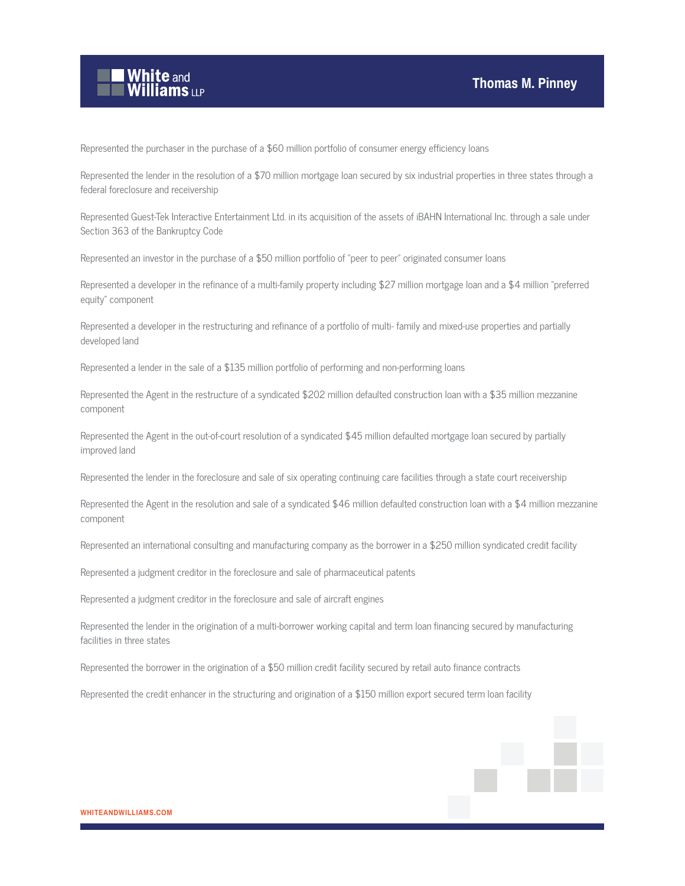Represented the purchaser in the purchase of a $60 million portfolio of consumer energy efficiency loans

Represented the lender in the resolution of a $70 million mortgage loan secured by six industrial properties in three states through a federal foreclosure and receivership

Represented Guest-Tek Interactive Entertainment Ltd. in its acquisition of the assets of iBAHN International Inc. through a sale under Section 363 of the Bankruptcy Code

Represented an investor in the purchase of a $50 million portfolio of "peer to peer" originated consumer loans

Represented a developer in the refinance of a multi-family property including $27 million mortgage loan and a $4 million "preferred equity" component

Represented a developer in the restructuring and refinance of a portfolio of multi- family and mixed-use properties and partially developed land

Represented a lender in the sale of a $135 million portfolio of performing and non-performing loans

Represented the Agent in the restructure of a syndicated $202 million defaulted construction loan with a $35 million mezzanine component

Represented the Agent in the out-of-court resolution of a syndicated $45 million defaulted mortgage loan secured by partially improved land

Represented the lender in the foreclosure and sale of six operating continuing care facilities through a state court receivership

Represented the Agent in the resolution and sale of a syndicated $46 million defaulted construction loan with a $4 million mezzanine component

Represented an international consulting and manufacturing company as the borrower in a $250 million syndicated credit facility

Represented a judgment creditor in the foreclosure and sale of pharmaceutical patents

Represented a judgment creditor in the foreclosure and sale of aircraft engines

Represented the lender in the origination of a multi-borrower working capital and term loan financing secured by manufacturing facilities in three states

Represented the borrower in the origination of a $50 million credit facility secured by retail auto finance contracts

Represented the credit enhancer in the structuring and origination of a $150 million export secured term loan facility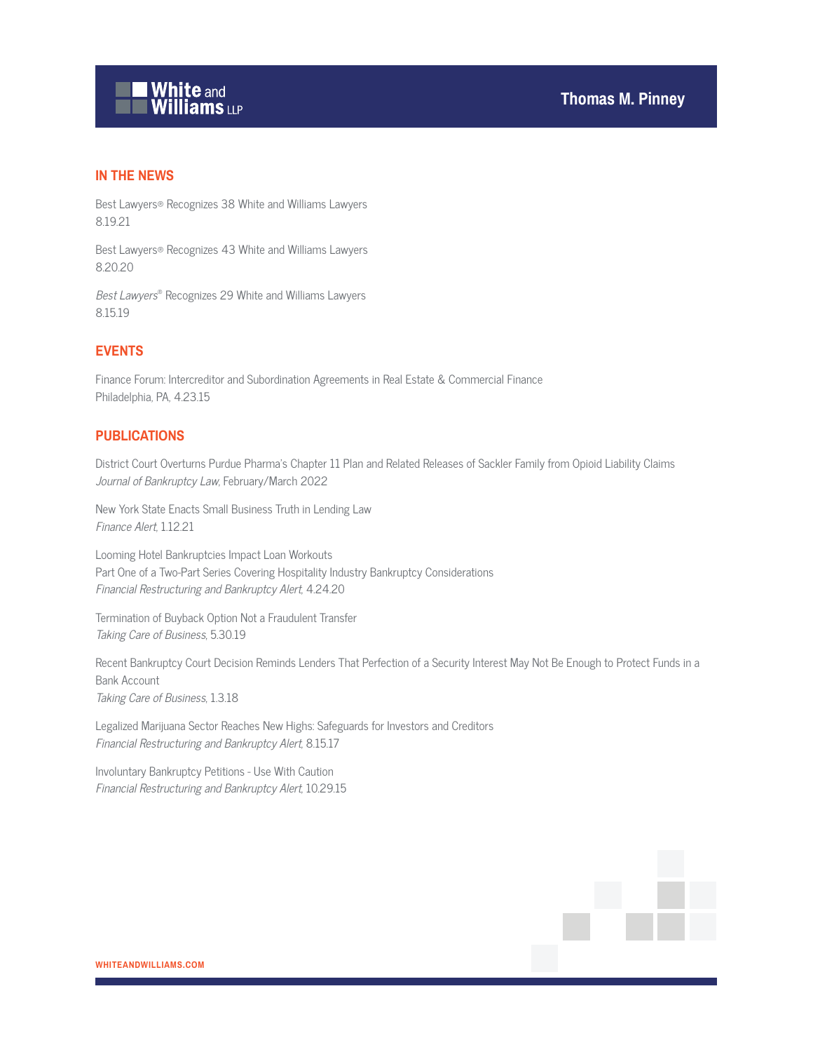## IN THE NEWS

Best Lawyers® Recognizes 38 White and Williams Lawyers
8.19.21

Best Lawyers® Recognizes 43 White and Williams Lawyers
8.20.20

*Best Lawyers*® Recognizes 29 White and Williams Lawyers
8.15.19

## EVENTS

Finance Forum: Intercreditor and Subordination Agreements in Real Estate & Commercial Finance
Philadelphia, PA, 4.23.15

## PUBLICATIONS

District Court Overturns Purdue Pharma's Chapter 11 Plan and Related Releases of Sackler Family from Opioid Liability Claims
*Journal of Bankruptcy Law*, February/March 2022

New York State Enacts Small Business Truth in Lending Law
*Finance Alert*, 1.12.21

Looming Hotel Bankruptcies Impact Loan Workouts
Part One of a Two-Part Series Covering Hospitality Industry Bankruptcy Considerations
*Financial Restructuring and Bankruptcy Alert*, 4.24.20

Termination of Buyback Option Not a Fraudulent Transfer
*Taking Care of Business*, 5.30.19

Recent Bankruptcy Court Decision Reminds Lenders That Perfection of a Security Interest May Not Be Enough to Protect Funds in a Bank Account
*Taking Care of Business*, 1.3.18

Legalized Marijuana Sector Reaches New Highs: Safeguards for Investors and Creditors
*Financial Restructuring and Bankruptcy Alert*, 8.15.17

Involuntary Bankruptcy Petitions - Use With Caution
*Financial Restructuring and Bankruptcy Alert*, 10.29.15